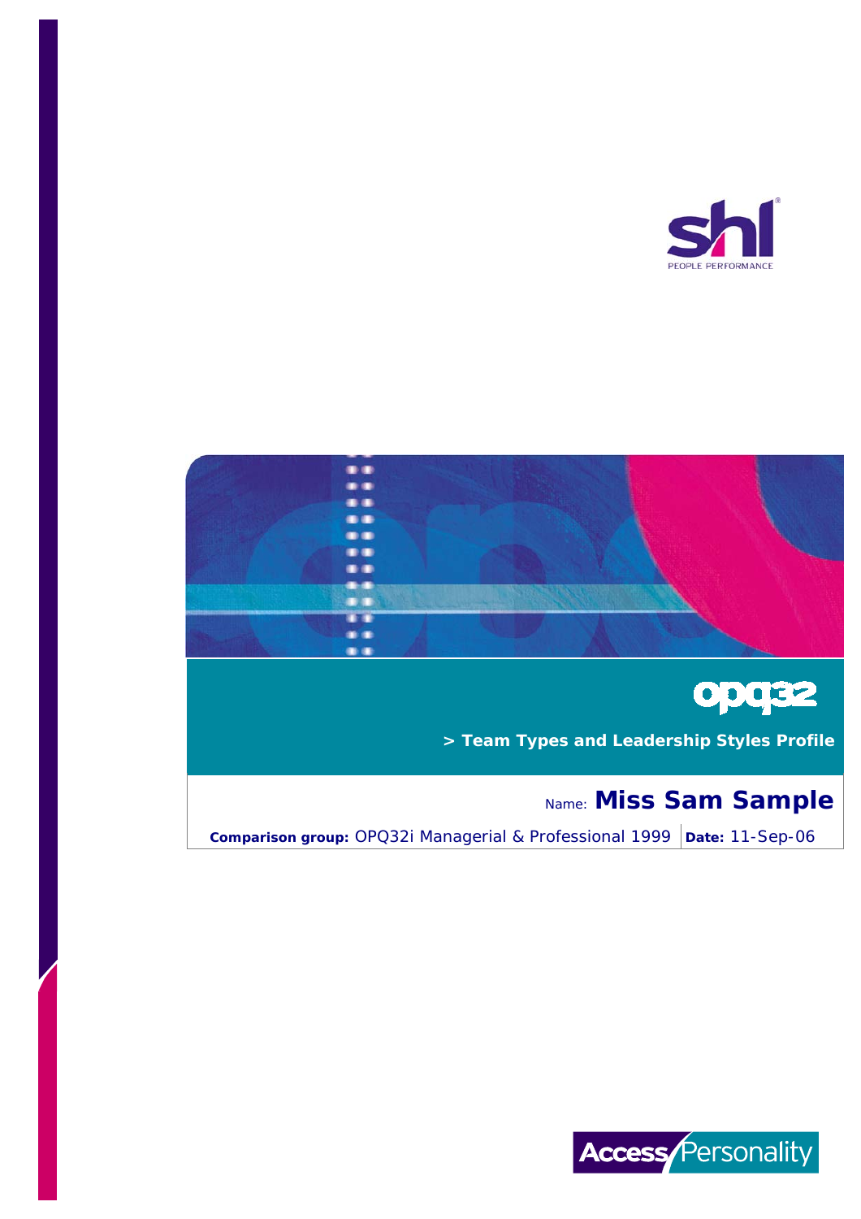shl
PEOPLE PERFORMANCE

opq32

# > Team Types and Leadership Styles Profile

Name: **Miss Sam Sample**

**Comparison group:** OPQ32i Managerial & Professional 1999 | **Date:** 11-Sep-06

Access Personality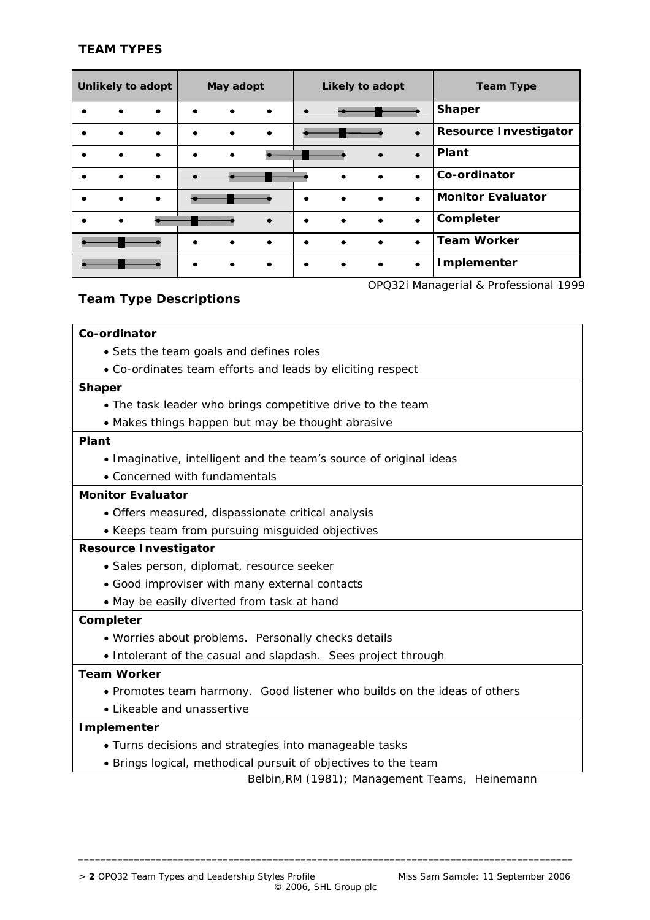## TEAM TYPES

| Unlikely to adopt | May adopt | Likely to adopt | Team Type |
|---|---|---|---|
| | | ■ | Shaper |
| | | ■ | Resource Investigator |
| | | ■ | Plant |
| | ■ | | Co-ordinator |
| | ■ | | Monitor Evaluator |
| | ■ | | Completer |
| ■ | | | Team Worker |
| ■ | | | Implementer |

OPQ32i Managerial & Professional 1999

## Team Type Descriptions

**Co-ordinator**

- Sets the team goals and defines roles
- Co-ordinates team efforts and leads by eliciting respect

**Shaper**

- The task leader who brings competitive drive to the team
- Makes things happen but may be thought abrasive

**Plant**

- Imaginative, intelligent and the team's source of original ideas
- Concerned with fundamentals

**Monitor Evaluator**

- Offers measured, dispassionate critical analysis
- Keeps team from pursuing misguided objectives

**Resource Investigator**

- Sales person, diplomat, resource seeker
- Good improviser with many external contacts
- May be easily diverted from task at hand

**Completer**

- Worries about problems. Personally checks details
- Intolerant of the casual and slapdash. Sees project through

**Team Worker**

- Promotes team harmony. Good listener who builds on the ideas of others
- Likeable and unassertive

**Implementer**

- Turns decisions and strategies into manageable tasks
- Brings logical, methodical pursuit of objectives to the team

Belbin,RM (1981); Management Teams, Heinemann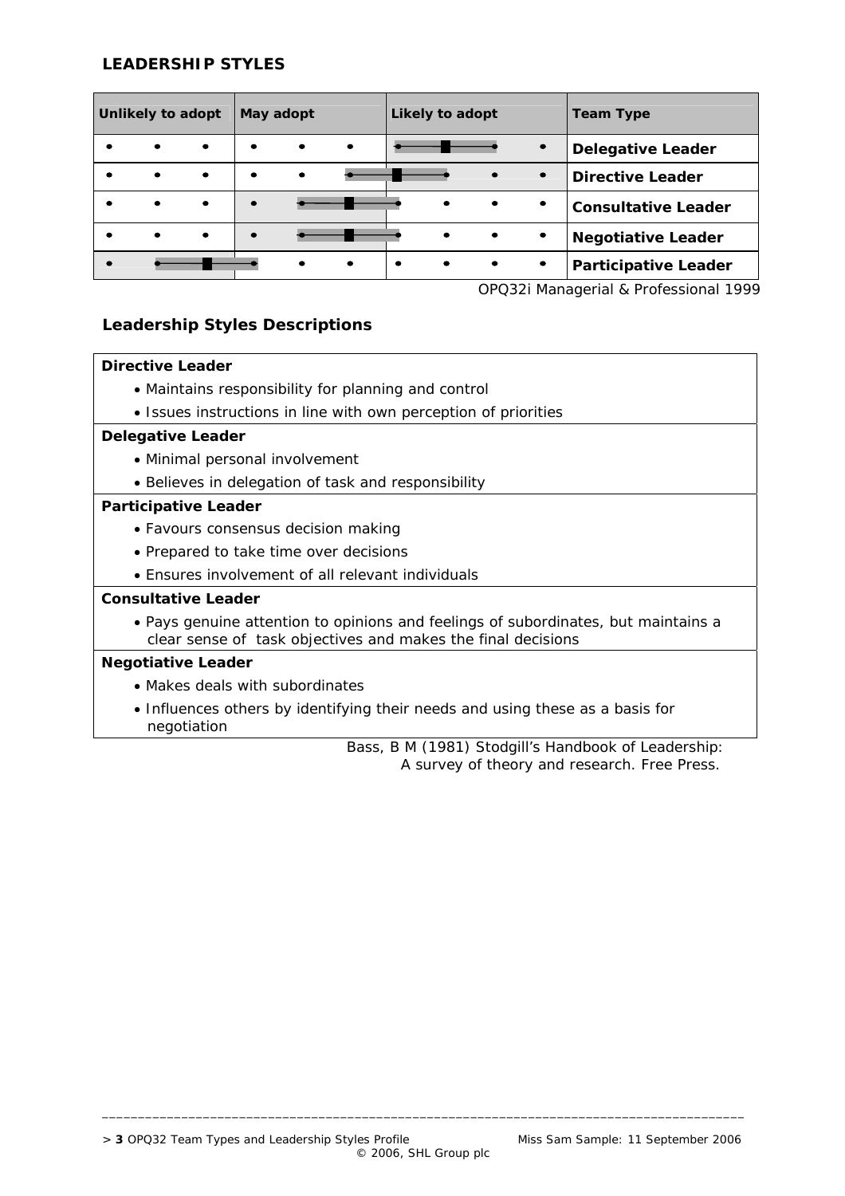## LEADERSHIP STYLES

| Unlikely to adopt | May adopt | Likely to adopt | Team Type |
|---|---|---|---|
| | | ■ | Delegative Leader |
| | | ■ | Directive Leader |
| | ■ | | Consultative Leader |
| | ■ | | Negotiative Leader |
| ■ | | | Participative Leader |

OPQ32i Managerial & Professional 1999

## Leadership Styles Descriptions

**Directive Leader**

- Maintains responsibility for planning and control
- Issues instructions in line with own perception of priorities

**Delegative Leader**

- Minimal personal involvement
- Believes in delegation of task and responsibility

**Participative Leader**

- Favours consensus decision making
- Prepared to take time over decisions
- Ensures involvement of all relevant individuals

**Consultative Leader**

- Pays genuine attention to opinions and feelings of subordinates, but maintains a clear sense of task objectives and makes the final decisions

**Negotiative Leader**

- Makes deals with subordinates
- Influences others by identifying their needs and using these as a basis for negotiation

Bass, B M (1981) Stodgill's Handbook of Leadership: A survey of theory and research. Free Press.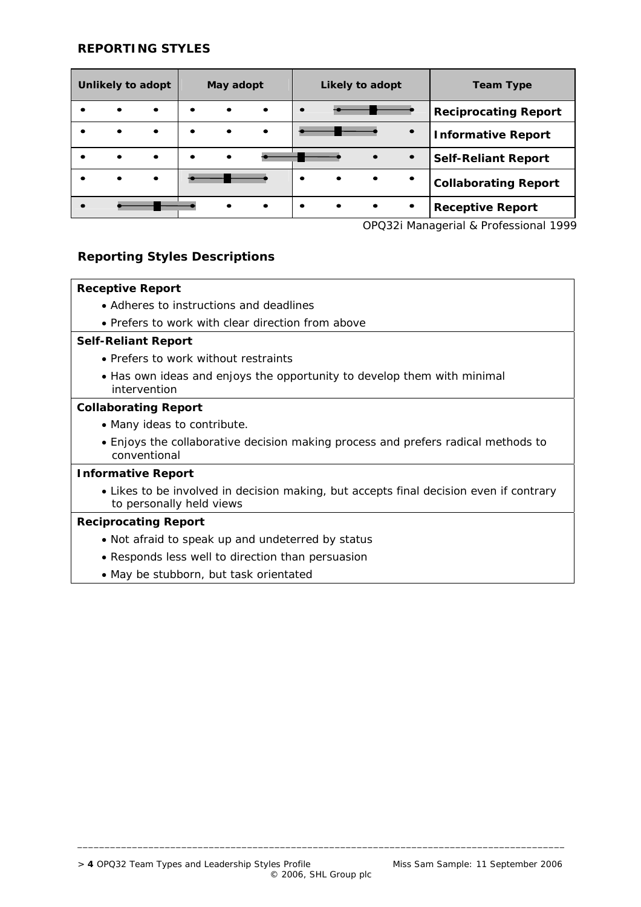## REPORTING STYLES

| Unlikely to adopt | May adopt | Likely to adopt | Team Type |
|---|---|---|---|
| • • • | • • • | • ●━■━● | **Reciprocating Report** |
| • • • | • • • | ●━■━● • | **Informative Report** |
| • • • | • • ●━ | ■━● • • | **Self-Reliant Report** |
| • • • | ●━■━● | • • • • | **Collaborating Report** |
| • ●━■━ | ● • • | • • • • | **Receptive Report** |

OPQ32i Managerial & Professional 1999

## Reporting Styles Descriptions

**Receptive Report**

- Adheres to instructions and deadlines
- Prefers to work with clear direction from above

**Self-Reliant Report**

- Prefers to work without restraints
- Has own ideas and enjoys the opportunity to develop them with minimal intervention

**Collaborating Report**

- Many ideas to contribute.
- Enjoys the collaborative decision making process and prefers radical methods to conventional

**Informative Report**

- Likes to be involved in decision making, but accepts final decision even if contrary to personally held views

**Reciprocating Report**

- Not afraid to speak up and undeterred by status
- Responds less well to direction than persuasion
- May be stubborn, but task orientated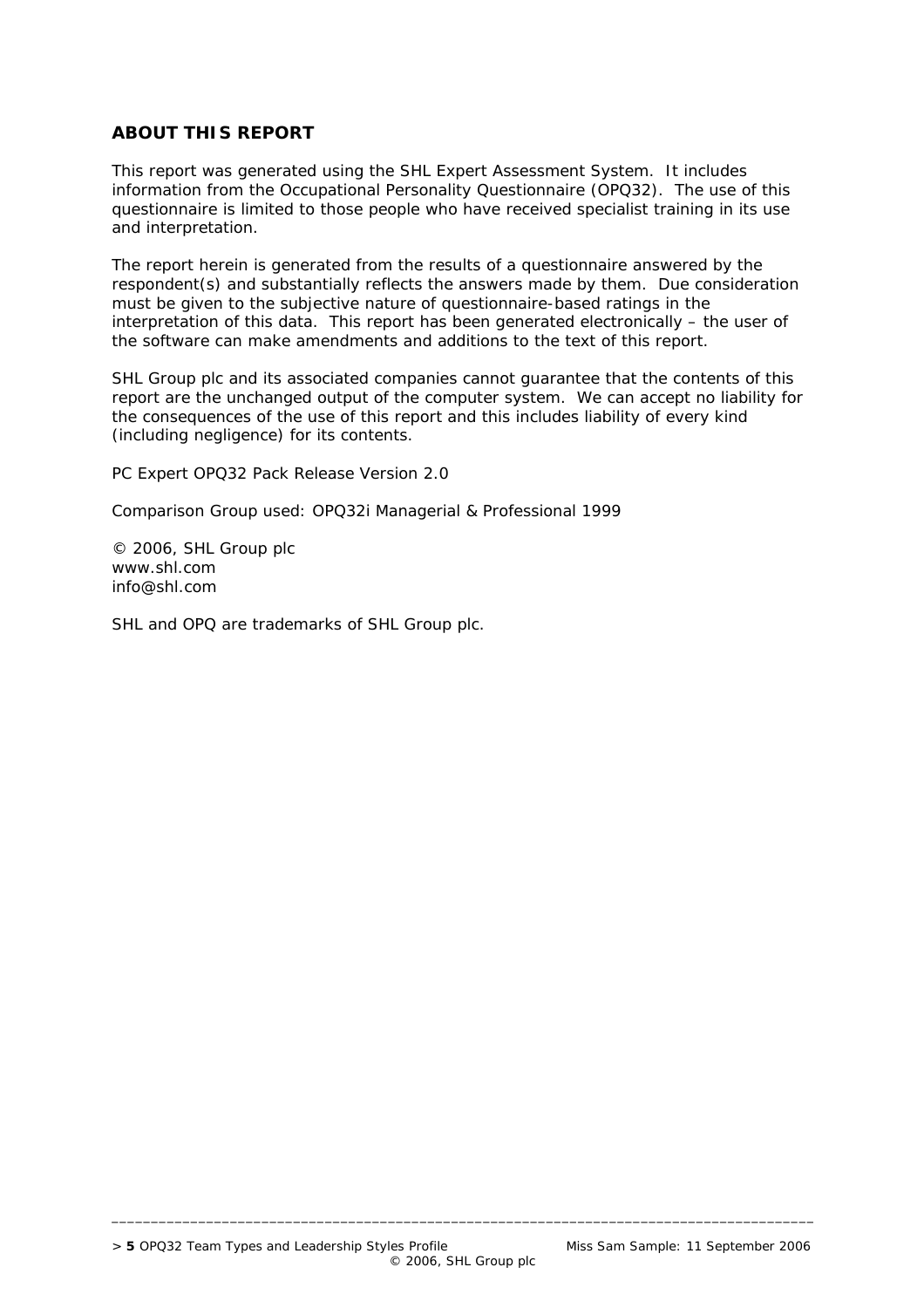## ABOUT THIS REPORT

This report was generated using the SHL Expert Assessment System. It includes information from the Occupational Personality Questionnaire (OPQ32). The use of this questionnaire is limited to those people who have received specialist training in its use and interpretation.

The report herein is generated from the results of a questionnaire answered by the respondent(s) and substantially reflects the answers made by them. Due consideration must be given to the subjective nature of questionnaire-based ratings in the interpretation of this data. This report has been generated electronically – the user of the software can make amendments and additions to the text of this report.

SHL Group plc and its associated companies cannot guarantee that the contents of this report are the unchanged output of the computer system. We can accept no liability for the consequences of the use of this report and this includes liability of every kind (including negligence) for its contents.

PC Expert OPQ32 Pack Release Version 2.0

Comparison Group used: OPQ32i Managerial & Professional 1999

© 2006, SHL Group plc
www.shl.com
info@shl.com

SHL and OPQ are trademarks of SHL Group plc.